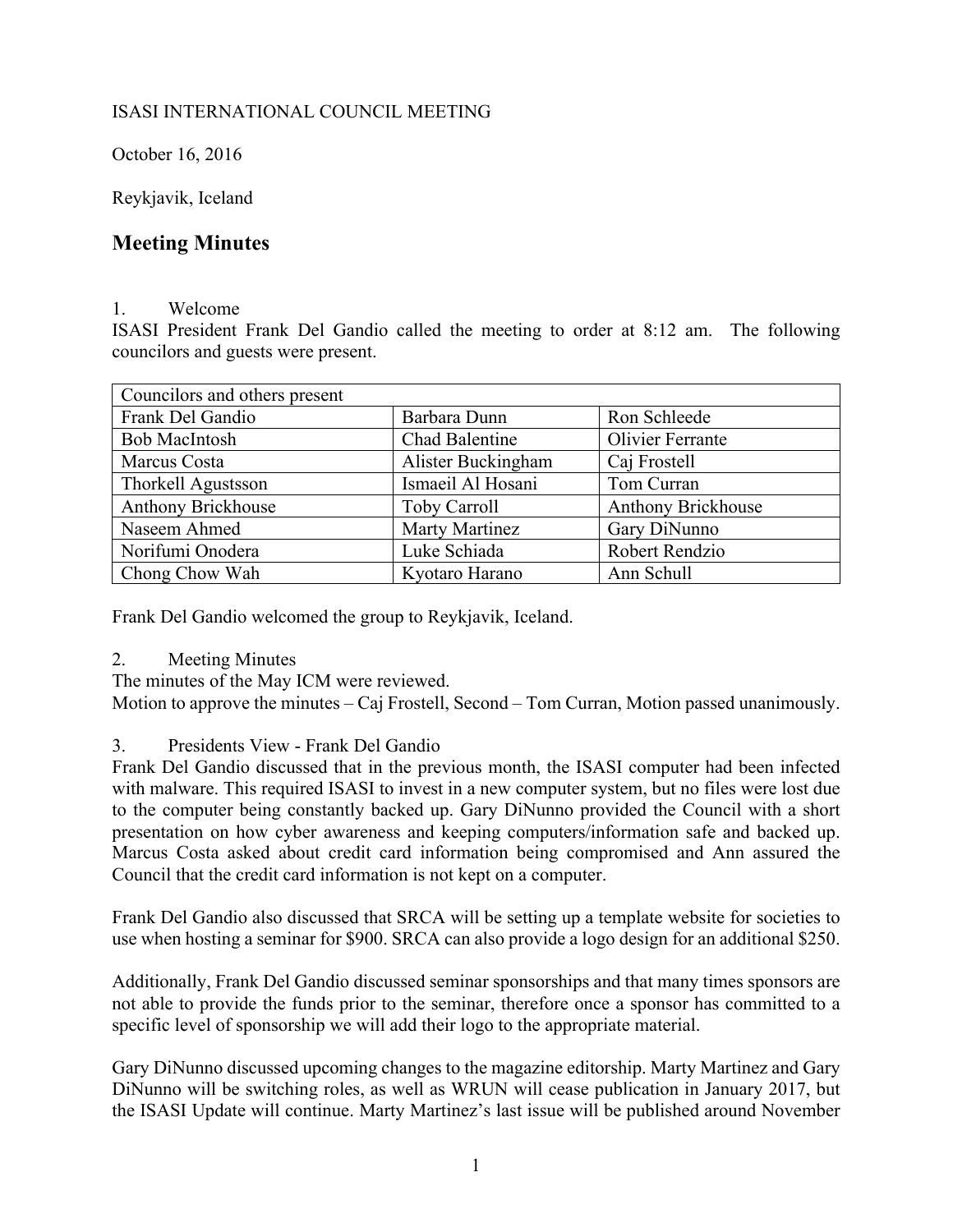ISASI INTERNATIONAL COUNCIL MEETING

October 16, 2016

Reykjavik, Iceland

# Meeting Minutes

1. Welcome

ISASI President Frank Del Gandio called the meeting to order at 8:12 am. The following councilors and guests were present.

| Councilors and others present | | |
|---|---|---|
| Frank Del Gandio | Barbara Dunn | Ron Schleede |
| Bob MacIntosh | Chad Balentine | Olivier Ferrante |
| Marcus Costa | Alister Buckingham | Caj Frostell |
| Thorkell Agustsson | Ismaeil Al Hosani | Tom Curran |
| Anthony Brickhouse | Toby Carroll | Anthony Brickhouse |
| Naseem Ahmed | Marty Martinez | Gary DiNunno |
| Norifumi Onodera | Luke Schiada | Robert Rendzio |
| Chong Chow Wah | Kyotaro Harano | Ann Schull |

Frank Del Gandio welcomed the group to Reykjavik, Iceland.

2. Meeting Minutes

The minutes of the May ICM were reviewed.

Motion to approve the minutes – Caj Frostell, Second – Tom Curran, Motion passed unanimously.

3. Presidents View - Frank Del Gandio

Frank Del Gandio discussed that in the previous month, the ISASI computer had been infected with malware. This required ISASI to invest in a new computer system, but no files were lost due to the computer being constantly backed up. Gary DiNunno provided the Council with a short presentation on how cyber awareness and keeping computers/information safe and backed up. Marcus Costa asked about credit card information being compromised and Ann assured the Council that the credit card information is not kept on a computer.

Frank Del Gandio also discussed that SRCA will be setting up a template website for societies to use when hosting a seminar for $900. SRCA can also provide a logo design for an additional $250.

Additionally, Frank Del Gandio discussed seminar sponsorships and that many times sponsors are not able to provide the funds prior to the seminar, therefore once a sponsor has committed to a specific level of sponsorship we will add their logo to the appropriate material.

Gary DiNunno discussed upcoming changes to the magazine editorship. Marty Martinez and Gary DiNunno will be switching roles, as well as WRUN will cease publication in January 2017, but the ISASI Update will continue. Marty Martinez's last issue will be published around November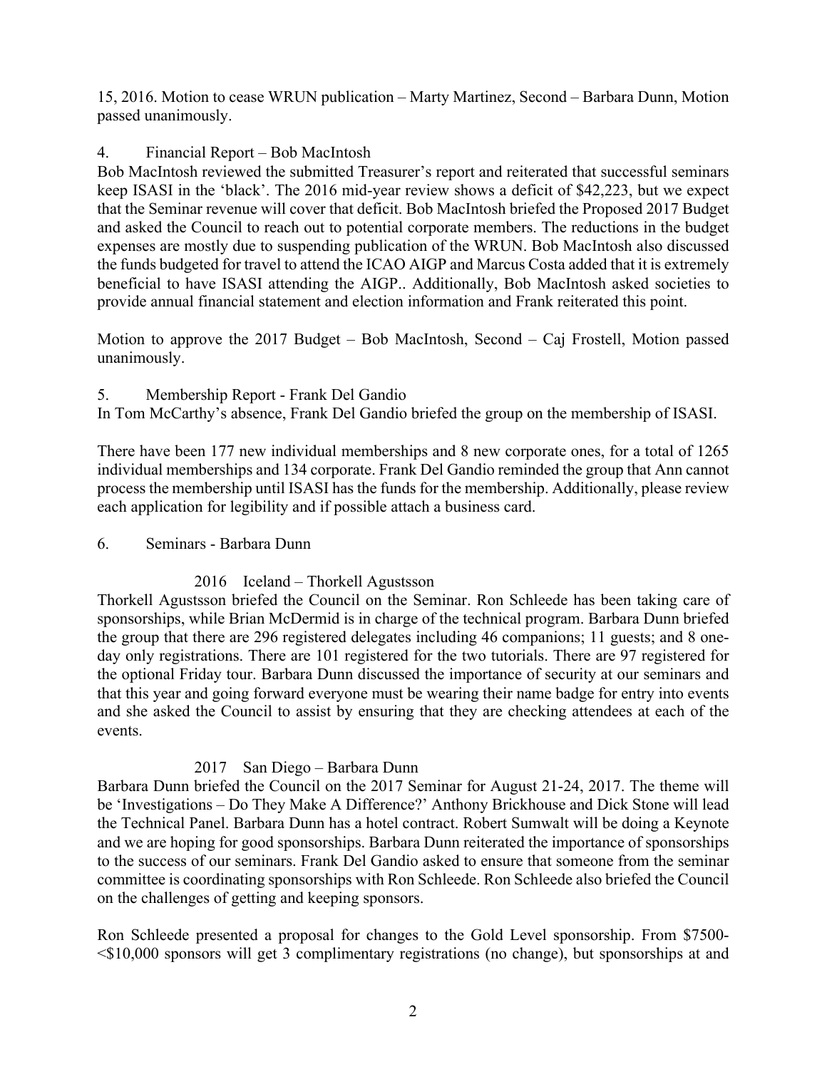15, 2016. Motion to cease WRUN publication – Marty Martinez, Second – Barbara Dunn, Motion passed unanimously.

4. Financial Report – Bob MacIntosh

Bob MacIntosh reviewed the submitted Treasurer's report and reiterated that successful seminars keep ISASI in the 'black'. The 2016 mid-year review shows a deficit of $42,223, but we expect that the Seminar revenue will cover that deficit. Bob MacIntosh briefed the Proposed 2017 Budget and asked the Council to reach out to potential corporate members. The reductions in the budget expenses are mostly due to suspending publication of the WRUN. Bob MacIntosh also discussed the funds budgeted for travel to attend the ICAO AIGP and Marcus Costa added that it is extremely beneficial to have ISASI attending the AIGP.. Additionally, Bob MacIntosh asked societies to provide annual financial statement and election information and Frank reiterated this point.

Motion to approve the 2017 Budget – Bob MacIntosh, Second – Caj Frostell, Motion passed unanimously.

5. Membership Report - Frank Del Gandio

In Tom McCarthy's absence, Frank Del Gandio briefed the group on the membership of ISASI.

There have been 177 new individual memberships and 8 new corporate ones, for a total of 1265 individual memberships and 134 corporate. Frank Del Gandio reminded the group that Ann cannot process the membership until ISASI has the funds for the membership. Additionally, please review each application for legibility and if possible attach a business card.

6. Seminars - Barbara Dunn

2016 Iceland – Thorkell Agustsson

Thorkell Agustsson briefed the Council on the Seminar. Ron Schleede has been taking care of sponsorships, while Brian McDermid is in charge of the technical program. Barbara Dunn briefed the group that there are 296 registered delegates including 46 companions; 11 guests; and 8 one-day only registrations. There are 101 registered for the two tutorials. There are 97 registered for the optional Friday tour. Barbara Dunn discussed the importance of security at our seminars and that this year and going forward everyone must be wearing their name badge for entry into events and she asked the Council to assist by ensuring that they are checking attendees at each of the events.

2017 San Diego – Barbara Dunn

Barbara Dunn briefed the Council on the 2017 Seminar for August 21-24, 2017. The theme will be 'Investigations – Do They Make A Difference?' Anthony Brickhouse and Dick Stone will lead the Technical Panel. Barbara Dunn has a hotel contract. Robert Sumwalt will be doing a Keynote and we are hoping for good sponsorships. Barbara Dunn reiterated the importance of sponsorships to the success of our seminars. Frank Del Gandio asked to ensure that someone from the seminar committee is coordinating sponsorships with Ron Schleede. Ron Schleede also briefed the Council on the challenges of getting and keeping sponsors.

Ron Schleede presented a proposal for changes to the Gold Level sponsorship. From $7500-<$10,000 sponsors will get 3 complimentary registrations (no change), but sponsorships at and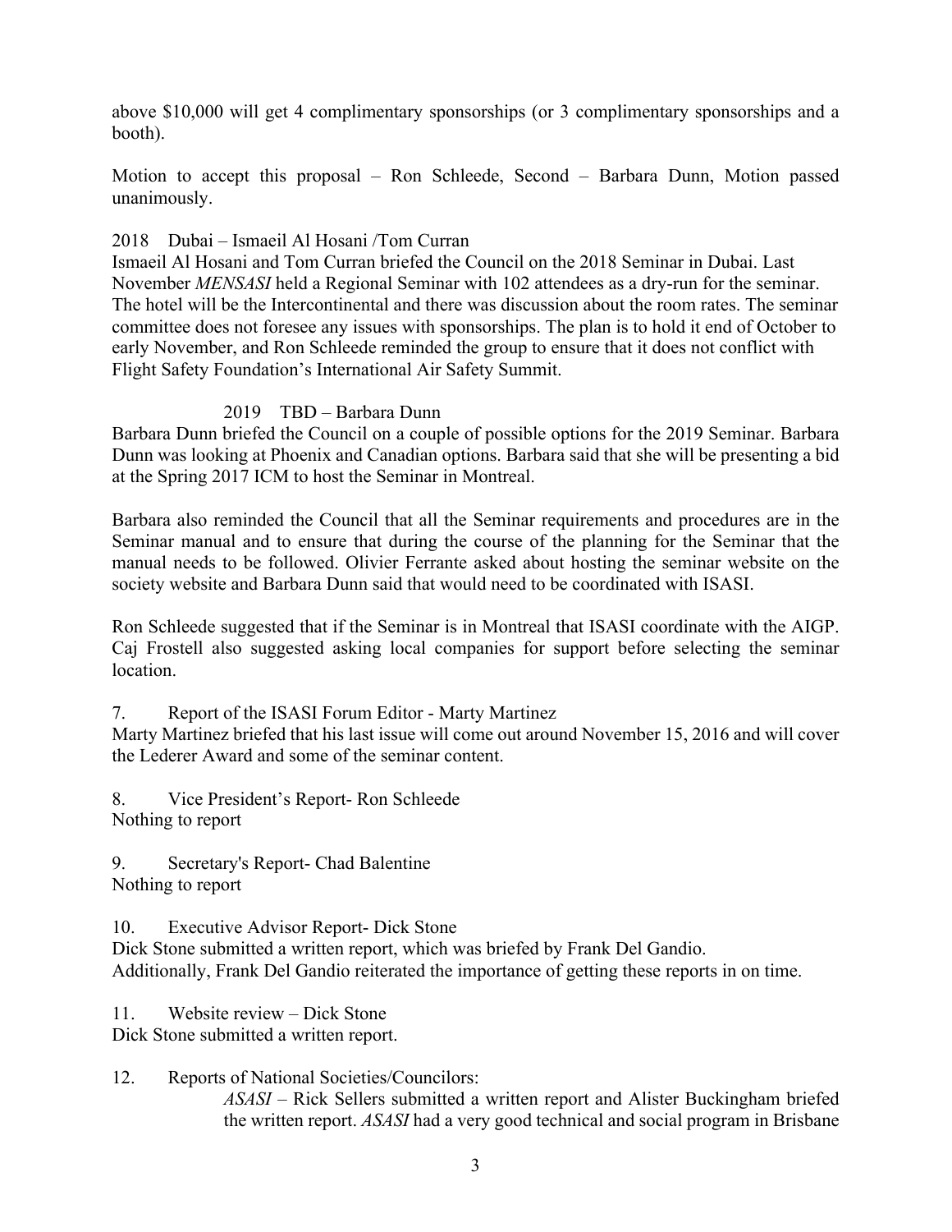above $10,000 will get 4 complimentary sponsorships (or 3 complimentary sponsorships and a booth).

Motion to accept this proposal – Ron Schleede, Second – Barbara Dunn, Motion passed unanimously.

2018 Dubai – Ismaeil Al Hosani /Tom Curran

Ismaeil Al Hosani and Tom Curran briefed the Council on the 2018 Seminar in Dubai. Last November *MENSASI* held a Regional Seminar with 102 attendees as a dry-run for the seminar. The hotel will be the Intercontinental and there was discussion about the room rates. The seminar committee does not foresee any issues with sponsorships. The plan is to hold it end of October to early November, and Ron Schleede reminded the group to ensure that it does not conflict with Flight Safety Foundation's International Air Safety Summit.

2019 TBD – Barbara Dunn

Barbara Dunn briefed the Council on a couple of possible options for the 2019 Seminar. Barbara Dunn was looking at Phoenix and Canadian options. Barbara said that she will be presenting a bid at the Spring 2017 ICM to host the Seminar in Montreal.

Barbara also reminded the Council that all the Seminar requirements and procedures are in the Seminar manual and to ensure that during the course of the planning for the Seminar that the manual needs to be followed. Olivier Ferrante asked about hosting the seminar website on the society website and Barbara Dunn said that would need to be coordinated with ISASI.

Ron Schleede suggested that if the Seminar is in Montreal that ISASI coordinate with the AIGP. Caj Frostell also suggested asking local companies for support before selecting the seminar location.

7. Report of the ISASI Forum Editor - Marty Martinez

Marty Martinez briefed that his last issue will come out around November 15, 2016 and will cover the Lederer Award and some of the seminar content.

8. Vice President's Report- Ron Schleede

Nothing to report

9. Secretary's Report- Chad Balentine

Nothing to report

10. Executive Advisor Report- Dick Stone

Dick Stone submitted a written report, which was briefed by Frank Del Gandio.
Additionally, Frank Del Gandio reiterated the importance of getting these reports in on time.

11. Website review – Dick Stone

Dick Stone submitted a written report.

12. Reports of National Societies/Councilors:

*ASASI* – Rick Sellers submitted a written report and Alister Buckingham briefed the written report. *ASASI* had a very good technical and social program in Brisbane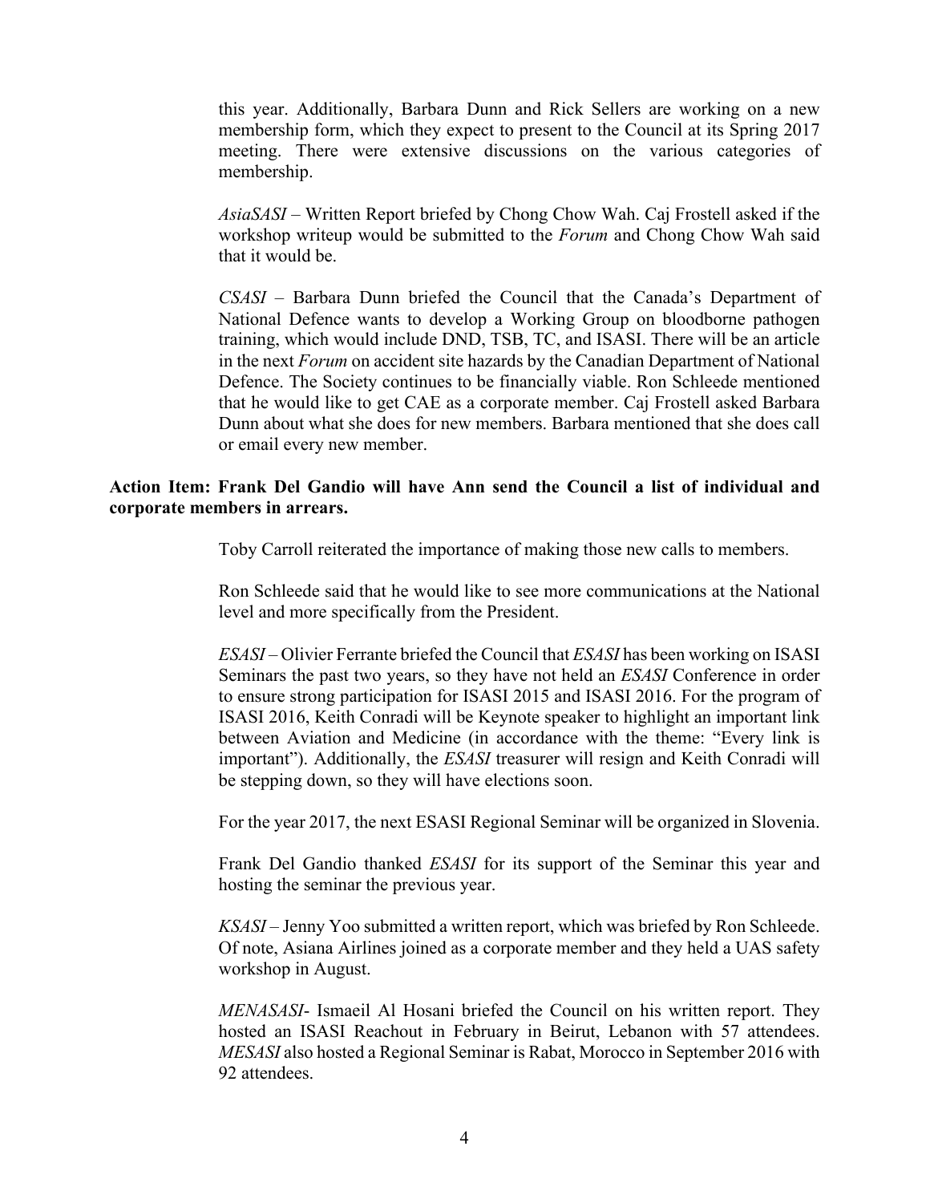this year. Additionally, Barbara Dunn and Rick Sellers are working on a new membership form, which they expect to present to the Council at its Spring 2017 meeting. There were extensive discussions on the various categories of membership.

*AsiaSASI* – Written Report briefed by Chong Chow Wah. Caj Frostell asked if the workshop writeup would be submitted to the *Forum* and Chong Chow Wah said that it would be.

*CSASI* – Barbara Dunn briefed the Council that the Canada's Department of National Defence wants to develop a Working Group on bloodborne pathogen training, which would include DND, TSB, TC, and ISASI. There will be an article in the next *Forum* on accident site hazards by the Canadian Department of National Defence. The Society continues to be financially viable. Ron Schleede mentioned that he would like to get CAE as a corporate member. Caj Frostell asked Barbara Dunn about what she does for new members. Barbara mentioned that she does call or email every new member.

**Action Item: Frank Del Gandio will have Ann send the Council a list of individual and corporate members in arrears.**

Toby Carroll reiterated the importance of making those new calls to members.

Ron Schleede said that he would like to see more communications at the National level and more specifically from the President.

*ESASI* – Olivier Ferrante briefed the Council that *ESASI* has been working on ISASI Seminars the past two years, so they have not held an *ESASI* Conference in order to ensure strong participation for ISASI 2015 and ISASI 2016. For the program of ISASI 2016, Keith Conradi will be Keynote speaker to highlight an important link between Aviation and Medicine (in accordance with the theme: "Every link is important"). Additionally, the *ESASI* treasurer will resign and Keith Conradi will be stepping down, so they will have elections soon.

For the year 2017, the next ESASI Regional Seminar will be organized in Slovenia.

Frank Del Gandio thanked *ESASI* for its support of the Seminar this year and hosting the seminar the previous year.

*KSASI* – Jenny Yoo submitted a written report, which was briefed by Ron Schleede. Of note, Asiana Airlines joined as a corporate member and they held a UAS safety workshop in August.

*MENASASI*- Ismaeil Al Hosani briefed the Council on his written report. They hosted an ISASI Reachout in February in Beirut, Lebanon with 57 attendees. *MESASI* also hosted a Regional Seminar is Rabat, Morocco in September 2016 with 92 attendees.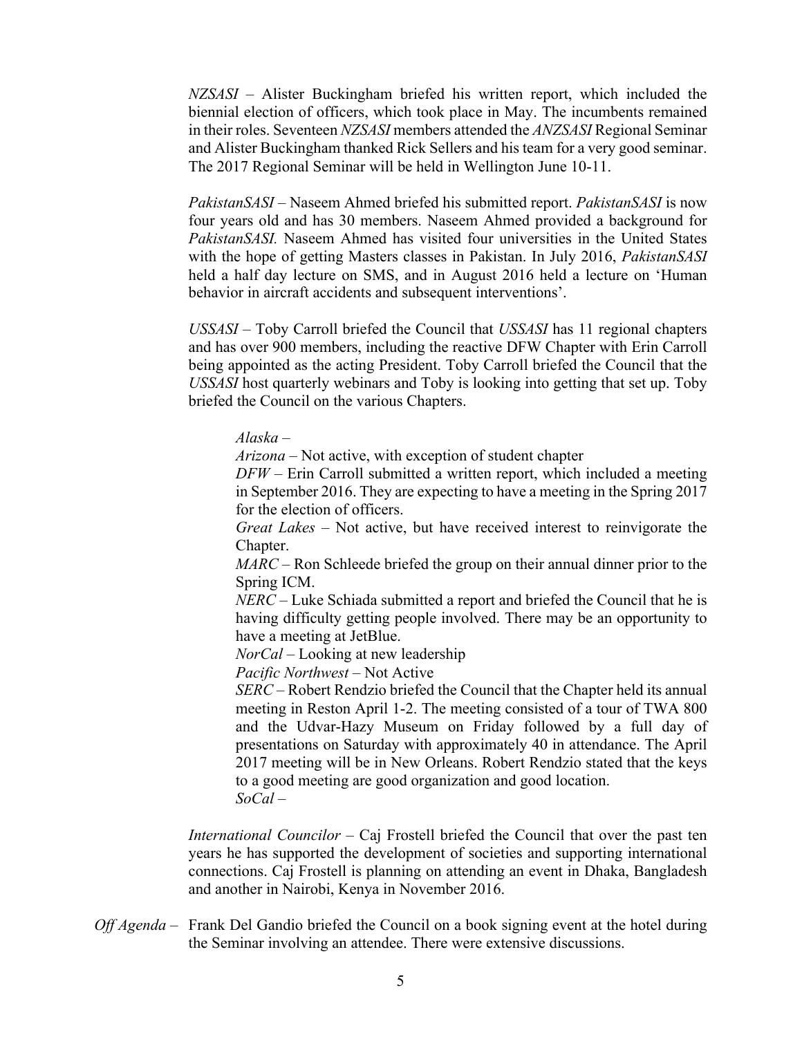*NZSASI* – Alister Buckingham briefed his written report, which included the biennial election of officers, which took place in May. The incumbents remained in their roles. Seventeen *NZSASI* members attended the *ANZSASI* Regional Seminar and Alister Buckingham thanked Rick Sellers and his team for a very good seminar. The 2017 Regional Seminar will be held in Wellington June 10-11.

*PakistanSASI* – Naseem Ahmed briefed his submitted report. *PakistanSASI* is now four years old and has 30 members. Naseem Ahmed provided a background for *PakistanSASI.* Naseem Ahmed has visited four universities in the United States with the hope of getting Masters classes in Pakistan. In July 2016, *PakistanSASI* held a half day lecture on SMS, and in August 2016 held a lecture on 'Human behavior in aircraft accidents and subsequent interventions'.

*USSASI* – Toby Carroll briefed the Council that *USSASI* has 11 regional chapters and has over 900 members, including the reactive DFW Chapter with Erin Carroll being appointed as the acting President. Toby Carroll briefed the Council that the *USSASI* host quarterly webinars and Toby is looking into getting that set up. Toby briefed the Council on the various Chapters.

*Alaska* –

*Arizona* – Not active, with exception of student chapter

*DFW* – Erin Carroll submitted a written report, which included a meeting in September 2016. They are expecting to have a meeting in the Spring 2017 for the election of officers.

*Great Lakes* – Not active, but have received interest to reinvigorate the Chapter.

*MARC* – Ron Schleede briefed the group on their annual dinner prior to the Spring ICM.

*NERC* – Luke Schiada submitted a report and briefed the Council that he is having difficulty getting people involved. There may be an opportunity to have a meeting at JetBlue.

*NorCal* – Looking at new leadership

*Pacific Northwest* – Not Active

*SERC* – Robert Rendzio briefed the Council that the Chapter held its annual meeting in Reston April 1-2. The meeting consisted of a tour of TWA 800 and the Udvar-Hazy Museum on Friday followed by a full day of presentations on Saturday with approximately 40 in attendance. The April 2017 meeting will be in New Orleans. Robert Rendzio stated that the keys to a good meeting are good organization and good location.

*SoCal* –

*International Councilor* – Caj Frostell briefed the Council that over the past ten years he has supported the development of societies and supporting international connections. Caj Frostell is planning on attending an event in Dhaka, Bangladesh and another in Nairobi, Kenya in November 2016.

*Off Agenda* – Frank Del Gandio briefed the Council on a book signing event at the hotel during the Seminar involving an attendee. There were extensive discussions.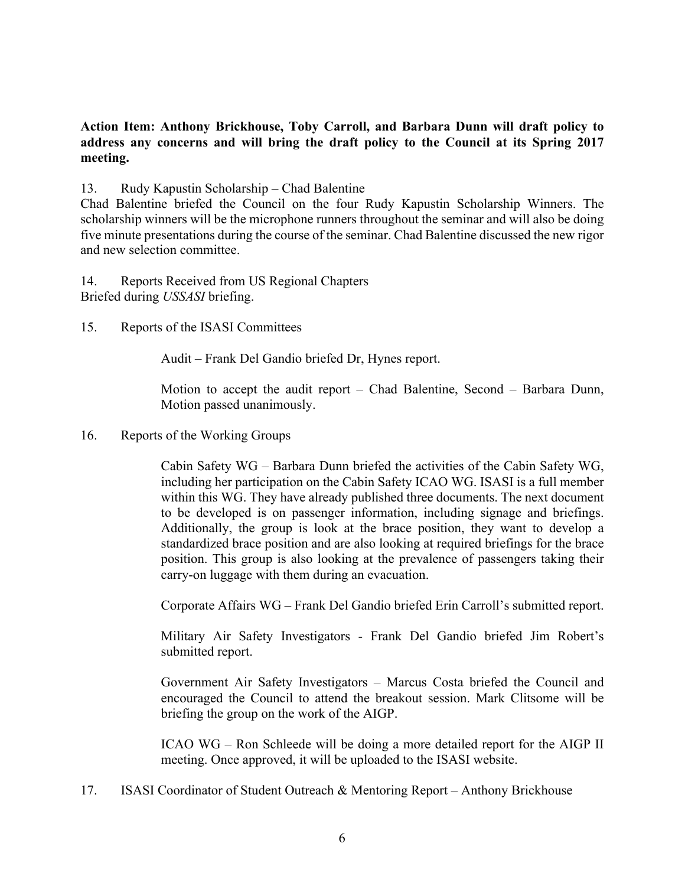**Action Item: Anthony Brickhouse, Toby Carroll, and Barbara Dunn will draft policy to address any concerns and will bring the draft policy to the Council at its Spring 2017 meeting.**

13. Rudy Kapustin Scholarship – Chad Balentine

Chad Balentine briefed the Council on the four Rudy Kapustin Scholarship Winners. The scholarship winners will be the microphone runners throughout the seminar and will also be doing five minute presentations during the course of the seminar. Chad Balentine discussed the new rigor and new selection committee.

14. Reports Received from US Regional Chapters

Briefed during *USSASI* briefing.

15. Reports of the ISASI Committees

Audit – Frank Del Gandio briefed Dr, Hynes report.

Motion to accept the audit report – Chad Balentine, Second – Barbara Dunn, Motion passed unanimously.

16. Reports of the Working Groups

Cabin Safety WG – Barbara Dunn briefed the activities of the Cabin Safety WG, including her participation on the Cabin Safety ICAO WG. ISASI is a full member within this WG. They have already published three documents. The next document to be developed is on passenger information, including signage and briefings. Additionally, the group is look at the brace position, they want to develop a standardized brace position and are also looking at required briefings for the brace position. This group is also looking at the prevalence of passengers taking their carry-on luggage with them during an evacuation.

Corporate Affairs WG – Frank Del Gandio briefed Erin Carroll's submitted report.

Military Air Safety Investigators - Frank Del Gandio briefed Jim Robert's submitted report.

Government Air Safety Investigators – Marcus Costa briefed the Council and encouraged the Council to attend the breakout session. Mark Clitsome will be briefing the group on the work of the AIGP.

ICAO WG – Ron Schleede will be doing a more detailed report for the AIGP II meeting. Once approved, it will be uploaded to the ISASI website.

17. ISASI Coordinator of Student Outreach & Mentoring Report – Anthony Brickhouse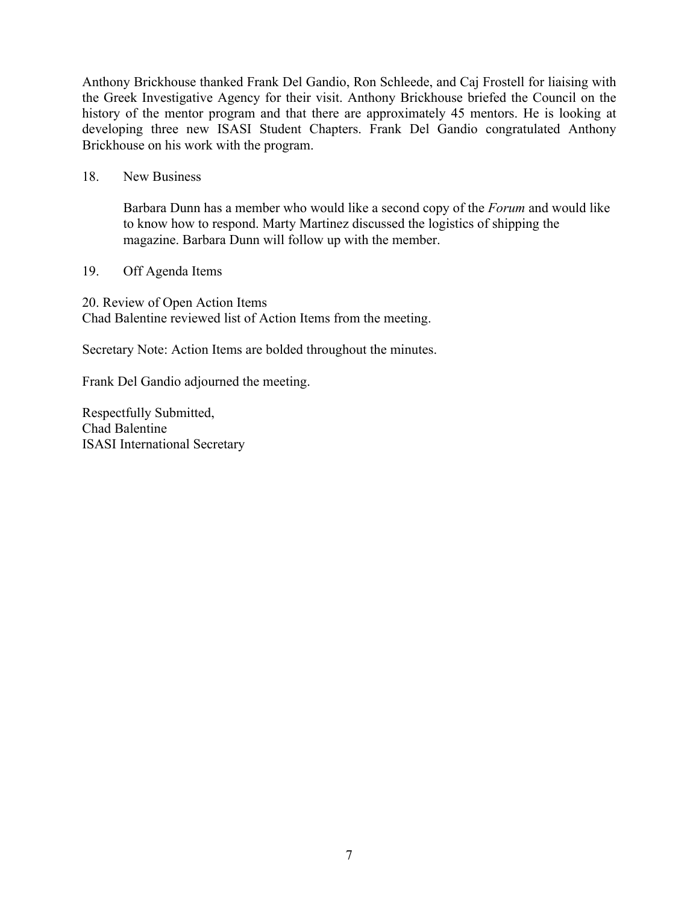Anthony Brickhouse thanked Frank Del Gandio, Ron Schleede, and Caj Frostell for liaising with the Greek Investigative Agency for their visit. Anthony Brickhouse briefed the Council on the history of the mentor program and that there are approximately 45 mentors. He is looking at developing three new ISASI Student Chapters. Frank Del Gandio congratulated Anthony Brickhouse on his work with the program.

18. New Business

Barbara Dunn has a member who would like a second copy of the *Forum* and would like to know how to respond. Marty Martinez discussed the logistics of shipping the magazine. Barbara Dunn will follow up with the member.

19. Off Agenda Items

20. Review of Open Action Items
Chad Balentine reviewed list of Action Items from the meeting.

Secretary Note: Action Items are bolded throughout the minutes.

Frank Del Gandio adjourned the meeting.

Respectfully Submitted,
Chad Balentine
ISASI International Secretary